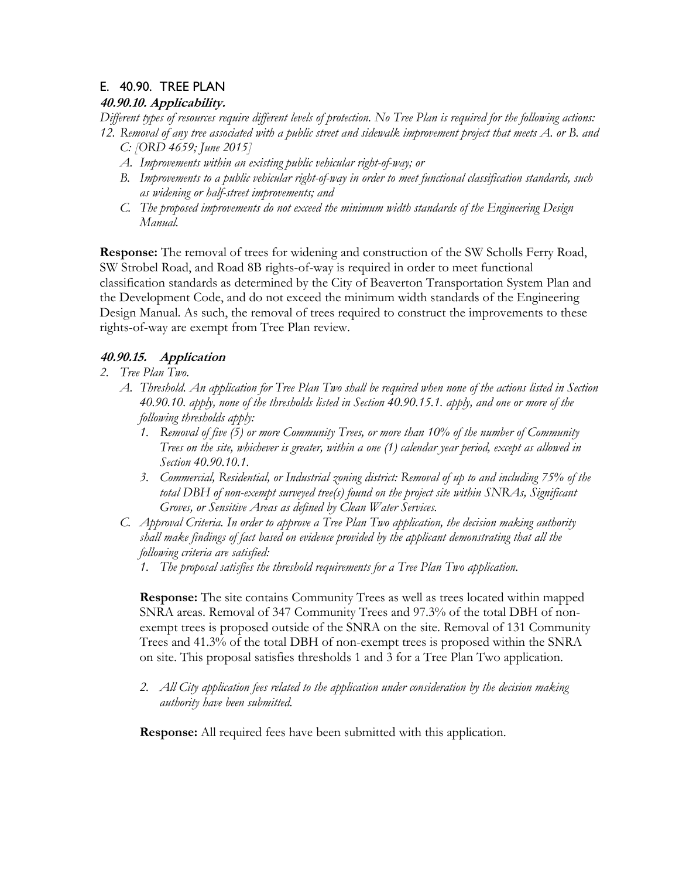## E. 40.90. TREE PLAN

### *40.90.10. Applicability.*

*Different types of resources require different levels of protection. No Tree Plan is required for the following actions:*

12. *Removal of any tree associated with a public street and sidewalk improvement project that meets A. or B. and C: [ORD 4659; June 2015]*
    - A. *Improvements within an existing public vehicular right-of-way; or*
    - B. *Improvements to a public vehicular right-of-way in order to meet functional classification standards, such as widening or half-street improvements; and*
    - C. *The proposed improvements do not exceed the minimum width standards of the Engineering Design Manual.*

**Response:** The removal of trees for widening and construction of the SW Scholls Ferry Road, SW Strobel Road, and Road 8B rights-of-way is required in order to meet functional classification standards as determined by the City of Beaverton Transportation System Plan and the Development Code, and do not exceed the minimum width standards of the Engineering Design Manual. As such, the removal of trees required to construct the improvements to these rights-of-way are exempt from Tree Plan review.

### *40.90.15. Application*

2. *Tree Plan Two.*
   - A. *Threshold. An application for Tree Plan Two shall be required when none of the actions listed in Section 40.90.10. apply, none of the thresholds listed in Section 40.90.15.1. apply, and one or more of the following thresholds apply:*
     1. *Removal of five (5) or more Community Trees, or more than 10% of the number of Community Trees on the site, whichever is greater, within a one (1) calendar year period, except as allowed in Section 40.90.10.1.*
     3. *Commercial, Residential, or Industrial zoning district: Removal of up to and including 75% of the total DBH of non-exempt surveyed tree(s) found on the project site within SNRAs, Significant Groves, or Sensitive Areas as defined by Clean Water Services.*
   - C. *Approval Criteria. In order to approve a Tree Plan Two application, the decision making authority shall make findings of fact based on evidence provided by the applicant demonstrating that all the following criteria are satisfied:*
     1. *The proposal satisfies the threshold requirements for a Tree Plan Two application.*

     **Response:** The site contains Community Trees as well as trees located within mapped SNRA areas. Removal of 347 Community Trees and 97.3% of the total DBH of non-exempt trees is proposed outside of the SNRA on the site. Removal of 131 Community Trees and 41.3% of the total DBH of non-exempt trees is proposed within the SNRA on site. This proposal satisfies thresholds 1 and 3 for a Tree Plan Two application.

     2. *All City application fees related to the application under consideration by the decision making authority have been submitted.*

     **Response:** All required fees have been submitted with this application.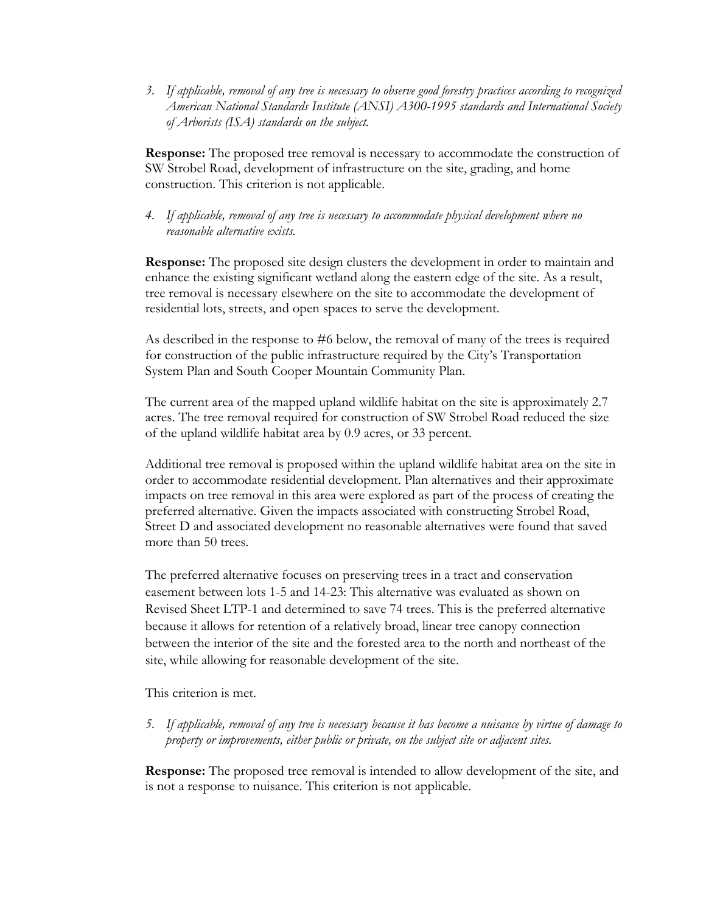3. *If applicable, removal of any tree is necessary to observe good forestry practices according to recognized American National Standards Institute (ANSI) A300-1995 standards and International Society of Arborists (ISA) standards on the subject.*

**Response:** The proposed tree removal is necessary to accommodate the construction of SW Strobel Road, development of infrastructure on the site, grading, and home construction. This criterion is not applicable.

4. *If applicable, removal of any tree is necessary to accommodate physical development where no reasonable alternative exists.*

**Response:** The proposed site design clusters the development in order to maintain and enhance the existing significant wetland along the eastern edge of the site. As a result, tree removal is necessary elsewhere on the site to accommodate the development of residential lots, streets, and open spaces to serve the development.

As described in the response to #6 below, the removal of many of the trees is required for construction of the public infrastructure required by the City's Transportation System Plan and South Cooper Mountain Community Plan.

The current area of the mapped upland wildlife habitat on the site is approximately 2.7 acres. The tree removal required for construction of SW Strobel Road reduced the size of the upland wildlife habitat area by 0.9 acres, or 33 percent.

Additional tree removal is proposed within the upland wildlife habitat area on the site in order to accommodate residential development. Plan alternatives and their approximate impacts on tree removal in this area were explored as part of the process of creating the preferred alternative. Given the impacts associated with constructing Strobel Road, Street D and associated development no reasonable alternatives were found that saved more than 50 trees.

The preferred alternative focuses on preserving trees in a tract and conservation easement between lots 1-5 and 14-23: This alternative was evaluated as shown on Revised Sheet LTP-1 and determined to save 74 trees. This is the preferred alternative because it allows for retention of a relatively broad, linear tree canopy connection between the interior of the site and the forested area to the north and northeast of the site, while allowing for reasonable development of the site.

This criterion is met.

5. *If applicable, removal of any tree is necessary because it has become a nuisance by virtue of damage to property or improvements, either public or private, on the subject site or adjacent sites.*

**Response:** The proposed tree removal is intended to allow development of the site, and is not a response to nuisance. This criterion is not applicable.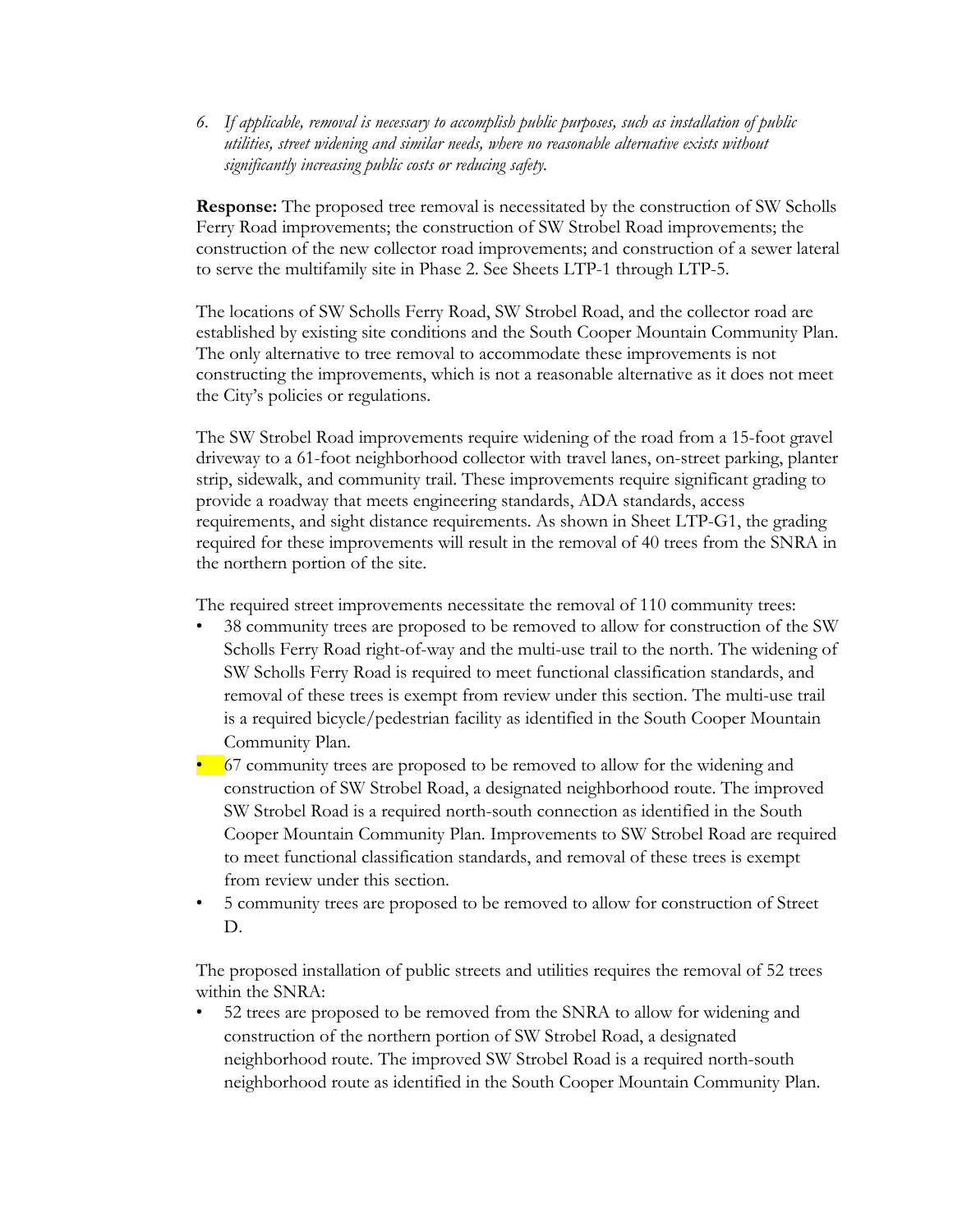6. *If applicable, removal is necessary to accomplish public purposes, such as installation of public utilities, street widening and similar needs, where no reasonable alternative exists without significantly increasing public costs or reducing safety.*

**Response:** The proposed tree removal is necessitated by the construction of SW Scholls Ferry Road improvements; the construction of SW Strobel Road improvements; the construction of the new collector road improvements; and construction of a sewer lateral to serve the multifamily site in Phase 2. See Sheets LTP-1 through LTP-5.

The locations of SW Scholls Ferry Road, SW Strobel Road, and the collector road are established by existing site conditions and the South Cooper Mountain Community Plan. The only alternative to tree removal to accommodate these improvements is not constructing the improvements, which is not a reasonable alternative as it does not meet the City's policies or regulations.

The SW Strobel Road improvements require widening of the road from a 15-foot gravel driveway to a 61-foot neighborhood collector with travel lanes, on-street parking, planter strip, sidewalk, and community trail. These improvements require significant grading to provide a roadway that meets engineering standards, ADA standards, access requirements, and sight distance requirements. As shown in Sheet LTP-G1, the grading required for these improvements will result in the removal of 40 trees from the SNRA in the northern portion of the site.

The required street improvements necessitate the removal of 110 community trees:

- 38 community trees are proposed to be removed to allow for construction of the SW Scholls Ferry Road right-of-way and the multi-use trail to the north. The widening of SW Scholls Ferry Road is required to meet functional classification standards, and removal of these trees is exempt from review under this section. The multi-use trail is a required bicycle/pedestrian facility as identified in the South Cooper Mountain Community Plan.
- 67 community trees are proposed to be removed to allow for the widening and construction of SW Strobel Road, a designated neighborhood route. The improved SW Strobel Road is a required north-south connection as identified in the South Cooper Mountain Community Plan. Improvements to SW Strobel Road are required to meet functional classification standards, and removal of these trees is exempt from review under this section.
- 5 community trees are proposed to be removed to allow for construction of Street D.

The proposed installation of public streets and utilities requires the removal of 52 trees within the SNRA:

- 52 trees are proposed to be removed from the SNRA to allow for widening and construction of the northern portion of SW Strobel Road, a designated neighborhood route. The improved SW Strobel Road is a required north-south neighborhood route as identified in the South Cooper Mountain Community Plan.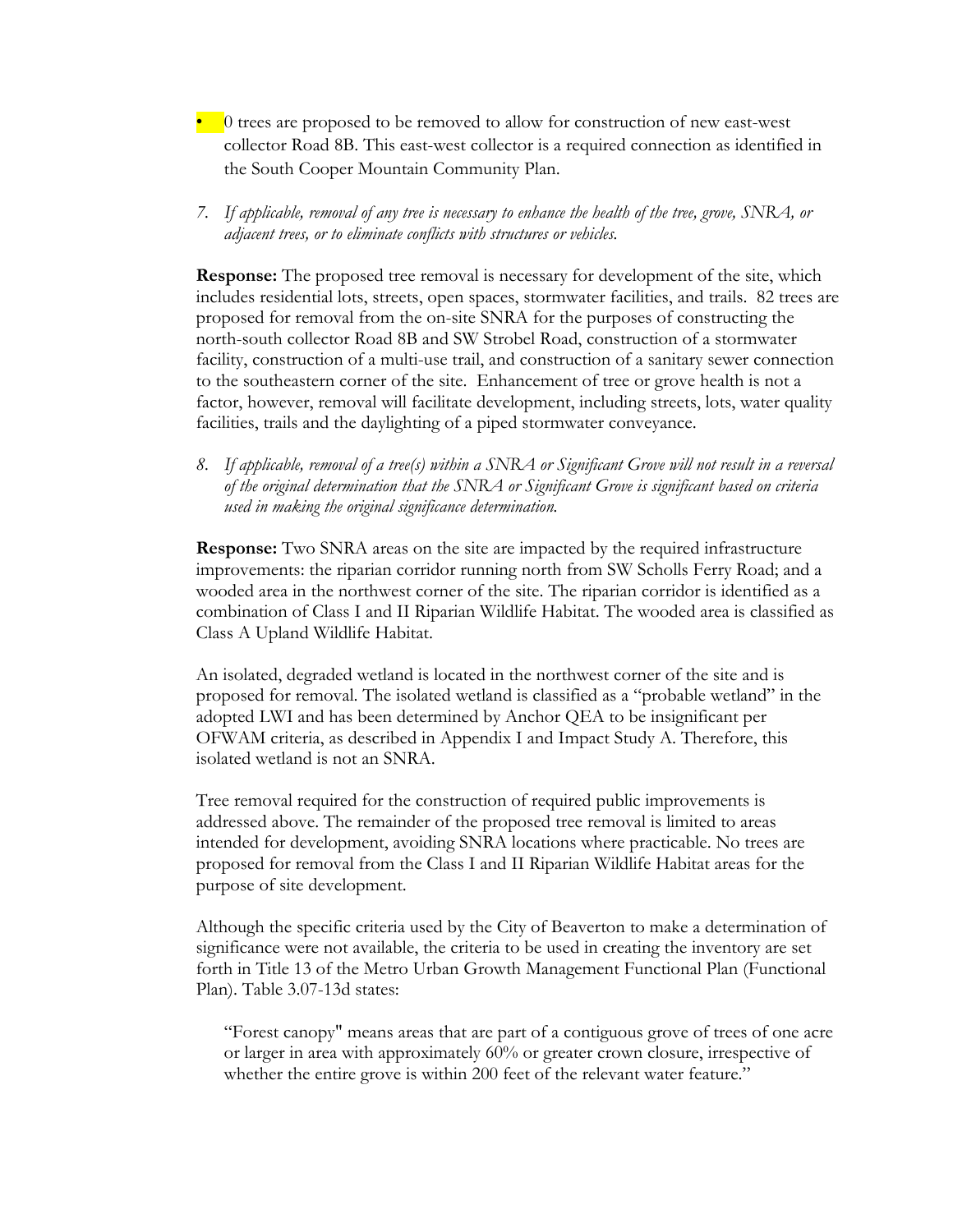- 0 trees are proposed to be removed to allow for construction of new east-west collector Road 8B. This east-west collector is a required connection as identified in the South Cooper Mountain Community Plan.

7. *If applicable, removal of any tree is necessary to enhance the health of the tree, grove, SNRA, or adjacent trees, or to eliminate conflicts with structures or vehicles.*

**Response:** The proposed tree removal is necessary for development of the site, which includes residential lots, streets, open spaces, stormwater facilities, and trails. 82 trees are proposed for removal from the on-site SNRA for the purposes of constructing the north-south collector Road 8B and SW Strobel Road, construction of a stormwater facility, construction of a multi-use trail, and construction of a sanitary sewer connection to the southeastern corner of the site. Enhancement of tree or grove health is not a factor, however, removal will facilitate development, including streets, lots, water quality facilities, trails and the daylighting of a piped stormwater conveyance.

8. *If applicable, removal of a tree(s) within a SNRA or Significant Grove will not result in a reversal of the original determination that the SNRA or Significant Grove is significant based on criteria used in making the original significance determination.*

**Response:** Two SNRA areas on the site are impacted by the required infrastructure improvements: the riparian corridor running north from SW Scholls Ferry Road; and a wooded area in the northwest corner of the site. The riparian corridor is identified as a combination of Class I and II Riparian Wildlife Habitat. The wooded area is classified as Class A Upland Wildlife Habitat.

An isolated, degraded wetland is located in the northwest corner of the site and is proposed for removal. The isolated wetland is classified as a "probable wetland" in the adopted LWI and has been determined by Anchor QEA to be insignificant per OFWAM criteria, as described in Appendix I and Impact Study A. Therefore, this isolated wetland is not an SNRA.

Tree removal required for the construction of required public improvements is addressed above. The remainder of the proposed tree removal is limited to areas intended for development, avoiding SNRA locations where practicable. No trees are proposed for removal from the Class I and II Riparian Wildlife Habitat areas for the purpose of site development.

Although the specific criteria used by the City of Beaverton to make a determination of significance were not available, the criteria to be used in creating the inventory are set forth in Title 13 of the Metro Urban Growth Management Functional Plan (Functional Plan). Table 3.07-13d states:

> "Forest canopy" means areas that are part of a contiguous grove of trees of one acre or larger in area with approximately 60% or greater crown closure, irrespective of whether the entire grove is within 200 feet of the relevant water feature."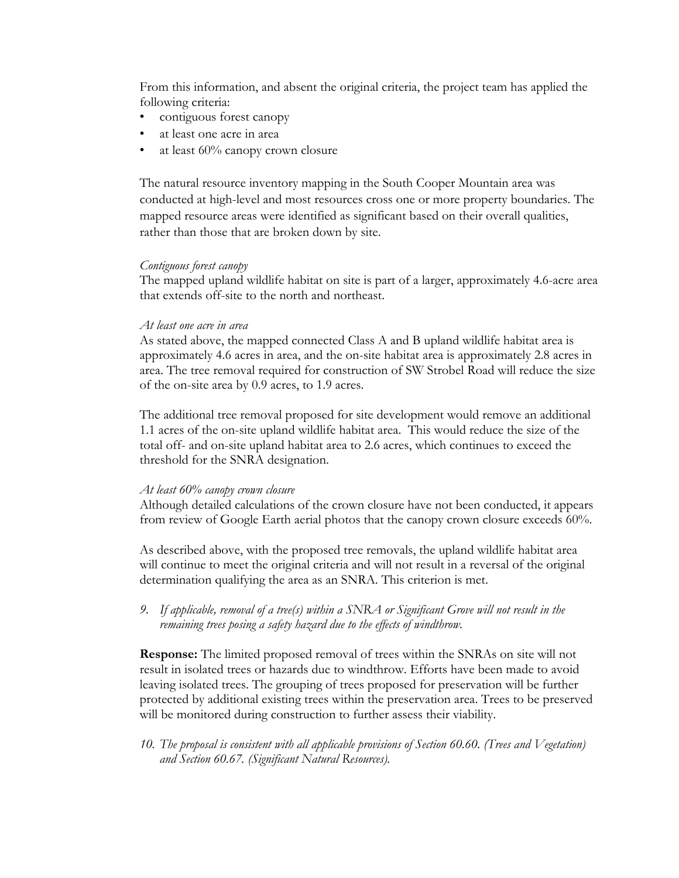From this information, and absent the original criteria, the project team has applied the following criteria:

- contiguous forest canopy
- at least one acre in area
- at least 60% canopy crown closure

The natural resource inventory mapping in the South Cooper Mountain area was conducted at high-level and most resources cross one or more property boundaries. The mapped resource areas were identified as significant based on their overall qualities, rather than those that are broken down by site.

*Contiguous forest canopy*

The mapped upland wildlife habitat on site is part of a larger, approximately 4.6-acre area that extends off-site to the north and northeast.

*At least one acre in area*

As stated above, the mapped connected Class A and B upland wildlife habitat area is approximately 4.6 acres in area, and the on-site habitat area is approximately 2.8 acres in area. The tree removal required for construction of SW Strobel Road will reduce the size of the on-site area by 0.9 acres, to 1.9 acres.

The additional tree removal proposed for site development would remove an additional 1.1 acres of the on-site upland wildlife habitat area. This would reduce the size of the total off- and on-site upland habitat area to 2.6 acres, which continues to exceed the threshold for the SNRA designation.

*At least 60% canopy crown closure*

Although detailed calculations of the crown closure have not been conducted, it appears from review of Google Earth aerial photos that the canopy crown closure exceeds 60%.

As described above, with the proposed tree removals, the upland wildlife habitat area will continue to meet the original criteria and will not result in a reversal of the original determination qualifying the area as an SNRA. This criterion is met.

9. *If applicable, removal of a tree(s) within a SNRA or Significant Grove will not result in the remaining trees posing a safety hazard due to the effects of windthrow.*

**Response:** The limited proposed removal of trees within the SNRAs on site will not result in isolated trees or hazards due to windthrow. Efforts have been made to avoid leaving isolated trees. The grouping of trees proposed for preservation will be further protected by additional existing trees within the preservation area. Trees to be preserved will be monitored during construction to further assess their viability.

10. *The proposal is consistent with all applicable provisions of Section 60.60. (Trees and Vegetation) and Section 60.67. (Significant Natural Resources).*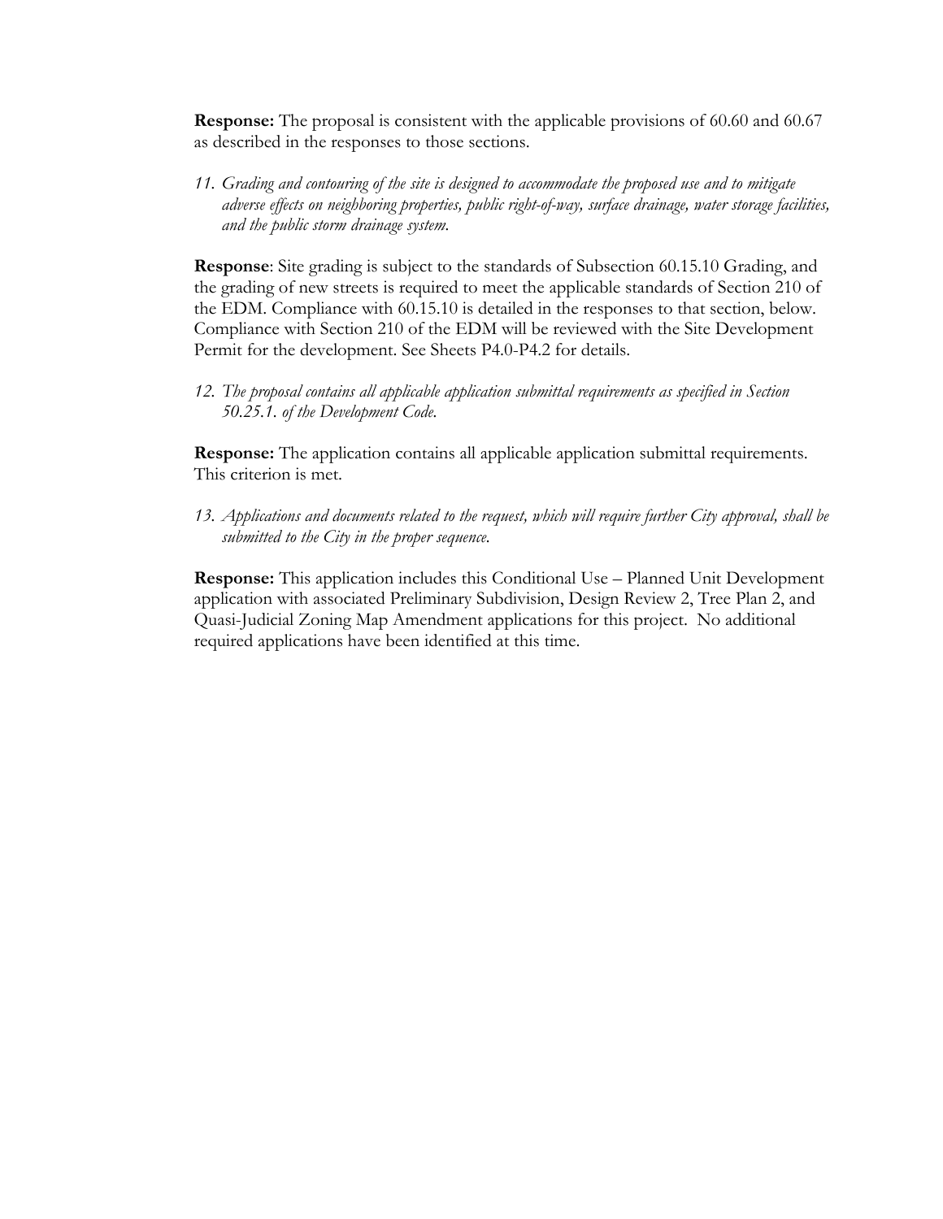**Response:** The proposal is consistent with the applicable provisions of 60.60 and 60.67 as described in the responses to those sections.

11. *Grading and contouring of the site is designed to accommodate the proposed use and to mitigate adverse effects on neighboring properties, public right-of-way, surface drainage, water storage facilities, and the public storm drainage system.*

**Response**: Site grading is subject to the standards of Subsection 60.15.10 Grading, and the grading of new streets is required to meet the applicable standards of Section 210 of the EDM. Compliance with 60.15.10 is detailed in the responses to that section, below. Compliance with Section 210 of the EDM will be reviewed with the Site Development Permit for the development. See Sheets P4.0-P4.2 for details.

12. *The proposal contains all applicable application submittal requirements as specified in Section 50.25.1. of the Development Code.*

**Response:** The application contains all applicable application submittal requirements. This criterion is met.

13. *Applications and documents related to the request, which will require further City approval, shall be submitted to the City in the proper sequence.*

**Response:** This application includes this Conditional Use – Planned Unit Development application with associated Preliminary Subdivision, Design Review 2, Tree Plan 2, and Quasi-Judicial Zoning Map Amendment applications for this project. No additional required applications have been identified at this time.